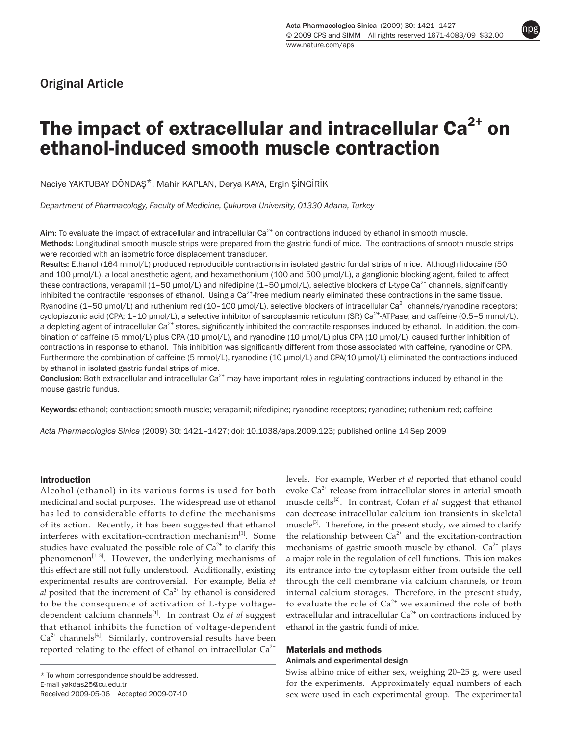Original Article

# The impact of extracellular and intracellular $Ca^{2+}$ on ethanol-induced smooth muscle contraction

Naciye YAKTUBAY DÖNDAŞ*, Mahir KAPLAN, Derya KAYA, Ergin ŞİNGİRİK

*Department of Pharmacology, Faculty of Medicine, Çukurova University, 01330 Adana, Turkey*

**Aim:** To evaluate the impact of extracellular and intracellular $Ca^{2+}$ on contractions induced by ethanol in smooth muscle.

**Methods:** Longitudinal smooth muscle strips were prepared from the gastric fundi of mice. The contractions of smooth muscle strips were recorded with an isometric force displacement transducer.

**Results:** Ethanol (164 mmol/L) produced reproducible contractions in isolated gastric fundal strips of mice. Although lidocaine (50 and 100 μmol/L), a local anesthetic agent, and hexamethonium (100 and 500 μmol/L), a ganglionic blocking agent, failed to affect these contractions, verapamil (1–50 μmol/L) and nifedipine (1–50 μmol/L), selective blockers of L-type $Ca^{2+}$ channels, significantly inhibited the contractile responses of ethanol. Using a $Ca^{2+}$-free medium nearly eliminated these contractions in the same tissue. Ryanodine (1–50 μmol/L) and ruthenium red (10–100 μmol/L), selective blockers of intracellular $Ca^{2+}$ channels/ryanodine receptors; cyclopiazonic acid (CPA; 1–10 μmol/L), a selective inhibitor of sarcoplasmic reticulum (SR) $Ca^{2+}$-ATPase; and caffeine (0.5–5 mmol/L), a depleting agent of intracellular $Ca^{2+}$ stores, significantly inhibited the contractile responses induced by ethanol. In addition, the combination of caffeine (5 mmol/L) plus CPA (10 μmol/L), and ryanodine (10 μmol/L) plus CPA (10 μmol/L), caused further inhibition of contractions in response to ethanol. This inhibition was significantly different from those associated with caffeine, ryanodine or CPA. Furthermore the combination of caffeine (5 mmol/L), ryanodine (10 μmol/L) and CPA(10 μmol/L) eliminated the contractions induced by ethanol in isolated gastric fundal strips of mice.

**Conclusion:** Both extracellular and intracellular $Ca^{2+}$ may have important roles in regulating contractions induced by ethanol in the mouse gastric fundus.

**Keywords:** ethanol; contraction; smooth muscle; verapamil; nifedipine; ryanodine receptors; ryanodine; ruthenium red; caffeine

*Acta Pharmacologica Sinica* (2009) 30: 1421–1427; doi: 10.1038/aps.2009.123; published online 14 Sep 2009

## Introduction

Alcohol (ethanol) in its various forms is used for both medicinal and social purposes. The widespread use of ethanol has led to considerable efforts to define the mechanisms of its action. Recently, it has been suggested that ethanol interferes with excitation-contraction mechanism[1]. Some studies have evaluated the possible role of $Ca^{2+}$ to clarify this phenomenon[1–3]. However, the underlying mechanisms of this effect are still not fully understood. Additionally, existing experimental results are controversial. For example, Belia *et al* posited that the increment of $Ca^{2+}$ by ethanol is considered to be the consequence of activation of L-type voltage-dependent calcium channels[1]. In contrast Oz *et al* suggest that ethanol inhibits the function of voltage-dependent $Ca^{2+}$ channels[4]. Similarly, controversial results have been reported relating to the effect of ethanol on intracellular $Ca^{2+}$ levels. For example, Werber *et al* reported that ethanol could evoke $Ca^{2+}$ release from intracellular stores in arterial smooth muscle cells[2]. In contrast, Cofan *et al* suggest that ethanol can decrease intracellular calcium ion transients in skeletal muscle[3]. Therefore, in the present study, we aimed to clarify the relationship between $Ca^{2+}$ and the excitation-contraction mechanisms of gastric smooth muscle by ethanol. $Ca^{2+}$ plays a major role in the regulation of cell functions. This ion makes its entrance into the cytoplasm either from outside the cell through the cell membrane via calcium channels, or from internal calcium storages. Therefore, in the present study, to evaluate the role of $Ca^{2+}$ we examined the role of both extracellular and intracellular $Ca^{2+}$ on contractions induced by ethanol in the gastric fundi of mice.

## Materials and methods

### Animals and experimental design

Swiss albino mice of either sex, weighing 20–25 g, were used for the experiments. Approximately equal numbers of each sex were used in each experimental group. The experimental

* To whom correspondence should be addressed.
E-mail yakdas25@cu.edu.tr
Received 2009-05-06 Accepted 2009-07-10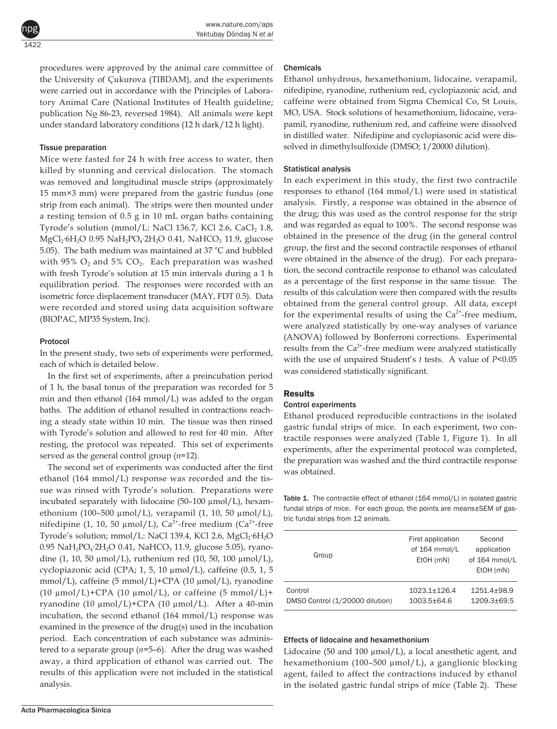procedures were approved by the animal care committee of the University of Çukurova (TIBDAM), and the experiments were carried out in accordance with the Principles of Laboratory Animal Care (National Institutes of Health guideline; publication No 86-23, reversed 1984). All animals were kept under standard laboratory conditions (12 h dark/12 h light).

### Tissue preparation

Mice were fasted for 24 h with free access to water, then killed by stunning and cervical dislocation. The stomach was removed and longitudinal muscle strips (approximately 15 mm×3 mm) were prepared from the gastric fundus (one strip from each animal). The strips were then mounted under a resting tension of 0.5 g in 10 mL organ baths containing Tyrode's solution (mmol/L: NaCl 136.7, KCl 2.6, $CaCl_2$ 1.8, $MgCl_2·6H_2O$ 0.95 $NaH_2PO_4·2H_2O$ 0.41, $NaHCO_3$ 11.9, glucose 5.05). The bath medium was maintained at 37 °C and bubbled with 95% $O_2$ and 5% $CO_2$. Each preparation was washed with fresh Tyrode's solution at 15 min intervals during a 1 h equilibration period. The responses were recorded with an isometric force displacement transducer (MAY, FDT 0.5). Data were recorded and stored using data acquisition software (BIOPAC, MP35 System, Inc).

### Protocol

In the present study, two sets of experiments were performed, each of which is detailed below.

In the first set of experiments, after a preincubation period of 1 h, the basal tonus of the preparation was recorded for 5 min and then ethanol (164 mmol/L) was added to the organ baths. The addition of ethanol resulted in contractions reaching a steady state within 10 min. The tissue was then rinsed with Tyrode's solution and allowed to rest for 40 min. After resting, the protocol was repeated. This set of experiments served as the general control group (*n*=12).

The second set of experiments was conducted after the first ethanol (164 mmol/L) response was recorded and the tissue was rinsed with Tyrode's solution. Preparations were incubated separately with lidocaine (50–100 μmol/L), hexamethonium (100–500 μmol/L), verapamil (1, 10, 50 μmol/L), nifedipine (1, 10, 50 μmol/L), $Ca^{2+}$-free medium ($Ca^{2+}$-free Tyrode's solution; mmol/L: NaCl 139.4, KCl 2.6, $MgCl_2·6H_2O$ 0.95 $NaH_2PO_4·2H_2O$ 0.41, $NaHCO_3$ 11.9, glucose 5.05), ryanodine (1, 10, 50 μmol/L), ruthenium red (10, 50, 100 μmol/L), cyclopiazonic acid (CPA; 1, 5, 10 μmol/L), caffeine (0.5, 1, 5 mmol/L), caffeine (5 mmol/L)+CPA (10 μmol/L), ryanodine (10 μmol/L)+CPA (10 μmol/L), or caffeine (5 mmol/L)+ ryanodine (10 μmol/L)+CPA (10 μmol/L). After a 40-min incubation, the second ethanol (164 mmol/L) response was examined in the presence of the drug(s) used in the incubation period. Each concentration of each substance was administered to a separate group (*n*=5–6). After the drug was washed away, a third application of ethanol was carried out. The results of this application were not included in the statistical analysis.

### Chemicals

Ethanol unhydrous, hexamethonium, lidocaine, verapamil, nifedipine, ryanodine, ruthenium red, cyclopiazonic acid, and caffeine were obtained from Sigma Chemical Co, St Louis, MO, USA. Stock solutions of hexamethonium, lidocaine, verapamil, ryanodine, ruthenium red, and caffeine were dissolved in distilled water. Nifedipine and cyclopiasonic acid were dissolved in dimethylsulfoxide (DMSO; 1/20000 dilution).

### Statistical analysis

In each experiment in this study, the first two contractile responses to ethanol (164 mmol/L) were used in statistical analysis. Firstly, a response was obtained in the absence of the drug; this was used as the control response for the strip and was regarded as equal to 100%. The second response was obtained in the presence of the drug (in the general control group, the first and the second contractile responses of ethanol were obtained in the absence of the drug). For each preparation, the second contractile response to ethanol was calculated as a percentage of the first response in the same tissue. The results of this calculation were then compared with the results obtained from the general control group. All data, except for the experimental results of using the $Ca^{2+}$-free medium, were analyzed statistically by one-way analyses of variance (ANOVA) followed by Bonferroni corrections. Experimental results from the $Ca^{2+}$-free medium were analyzed statistically with the use of unpaired Student's *t* tests. A value of $P<0.05$ was considered statistically significant.

## Results

### Control experiments

Ethanol produced reproducible contractions in the isolated gastric fundal strips of mice. In each experiment, two contractile responses were analyzed (Table 1, Figure 1). In all experiments, after the experimental protocol was completed, the preparation was washed and the third contractile response was obtained.

**Table 1.** The contractile effect of ethanol (164 mmol/L) in isolated gastric fundal strips of mice. For each group, the points are means±SEM of gastric fundal strips from 12 animals.

| Group | First application of 164 mmol/L EtOH (mN) | Second application of 164 mmol/L EtOH (mN) |
|---|---|---|
| Control | 1023.1±126.4 | 1251.4±98.9 |
| DMSO Control (1/20000 dilution) | 1003.5±64.6 | 1209.3±69.5 |

### Effects of lidocaine and hexamethonium

Lidocaine (50 and 100 μmol/L), a local anesthetic agent, and hexamethonium (100–500 μmol/L), a ganglionic blocking agent, failed to affect the contractions induced by ethanol in the isolated gastric fundal strips of mice (Table 2). These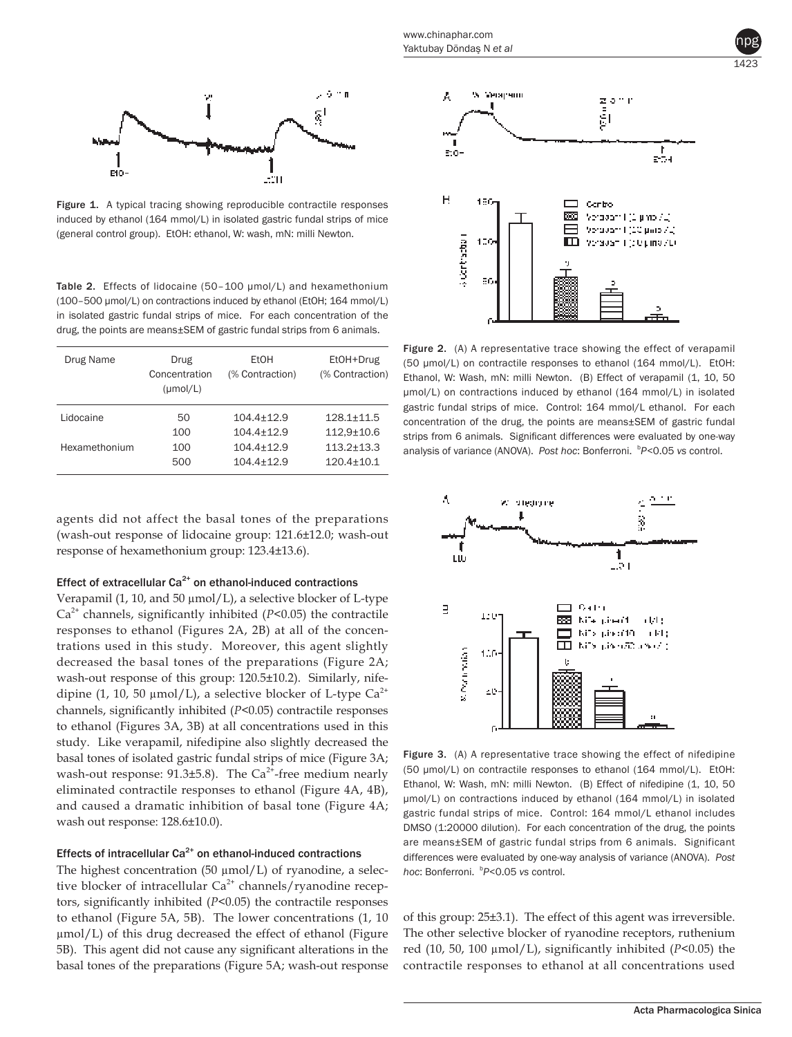Figure 1. A typical tracing showing reproducible contractile responses induced by ethanol (164 mmol/L) in isolated gastric fundal strips of mice (general control group). EtOH: ethanol, W: wash, mN: milli Newton.

Table 2. Effects of lidocaine (50–100 μmol/L) and hexamethonium (100–500 μmol/L) on contractions induced by ethanol (EtOH; 164 mmol/L) in isolated gastric fundal strips of mice. For each concentration of the drug, the points are means±SEM of gastric fundal strips from 6 animals.

| Drug Name | Drug Concentration (μmol/L) | EtOH (% Contraction) | EtOH+Drug (% Contraction) |
|---|---|---|---|
| Lidocaine | 50 | 104.4±12.9 | 128.1±11.5 |
| | 100 | 104.4±12.9 | 112,9±10.6 |
| Hexamethonium | 100 | 104.4±12.9 | 113.2±13.3 |
| | 500 | 104.4±12.9 | 120.4±10.1 |

agents did not affect the basal tones of the preparations (wash-out response of lidocaine group: 121.6±12.0; wash-out response of hexamethonium group: 123.4±13.6).

#### Effect of extracellular $Ca^{2+}$ on ethanol-induced contractions

Verapamil (1, 10, and 50 μmol/L), a selective blocker of L-type $Ca^{2+}$ channels, significantly inhibited ($P<0.05$) the contractile responses to ethanol (Figures 2A, 2B) at all of the concentrations used in this study. Moreover, this agent slightly decreased the basal tones of the preparations (Figure 2A; wash-out response of this group: 120.5±10.2). Similarly, nifedipine (1, 10, 50 μmol/L), a selective blocker of L-type $Ca^{2+}$ channels, significantly inhibited ($P<0.05$) contractile responses to ethanol (Figures 3A, 3B) at all concentrations used in this study. Like verapamil, nifedipine also slightly decreased the basal tones of isolated gastric fundal strips of mice (Figure 3A; wash-out response: 91.3±5.8). The $Ca^{2+}$-free medium nearly eliminated contractile responses to ethanol (Figure 4A, 4B), and caused a dramatic inhibition of basal tone (Figure 4A; wash out response: 128.6±10.0).

#### Effects of intracellular $Ca^{2+}$ on ethanol-induced contractions

The highest concentration (50 μmol/L) of ryanodine, a selective blocker of intracellular $Ca^{2+}$ channels/ryanodine receptors, significantly inhibited ($P<0.05$) the contractile responses to ethanol (Figure 5A, 5B). The lower concentrations (1, 10 μmol/L) of this drug decreased the effect of ethanol (Figure 5B). This agent did not cause any significant alterations in the basal tones of the preparations (Figure 5A; wash-out response of this group: 25±3.1). The effect of this agent was irreversible. The other selective blocker of ryanodine receptors, ruthenium red (10, 50, 100 μmol/L), significantly inhibited ($P<0.05$) the contractile responses to ethanol at all concentrations used

Figure 2. (A) A representative trace showing the effect of verapamil (50 μmol/L) on contractile responses to ethanol (164 mmol/L). EtOH: Ethanol, W: Wash, mN: milli Newton. (B) Effect of verapamil (1, 10, 50 μmol/L) on contractions induced by ethanol (164 mmol/L) in isolated gastric fundal strips of mice. Control: 164 mmol/L ethanol. For each concentration of the drug, the points are means±SEM of gastric fundal strips from 6 animals. Significant differences were evaluated by one-way analysis of variance (ANOVA). *Post hoc*: Bonferroni. [b]$P<0.05$ *vs* control.

Figure 3. (A) A representative trace showing the effect of nifedipine (50 μmol/L) on contractile responses to ethanol (164 mmol/L). EtOH: Ethanol, W: Wash, mN: milli Newton. (B) Effect of nifedipine (1, 10, 50 μmol/L) on contractions induced by ethanol (164 mmol/L) in isolated gastric fundal strips of mice. Control: 164 mmol/L ethanol includes DMSO (1:20000 dilution). For each concentration of the drug, the points are means±SEM of gastric fundal strips from 6 animals. Significant differences were evaluated by one-way analysis of variance (ANOVA). *Post hoc*: Bonferroni. [b]$P<0.05$ *vs* control.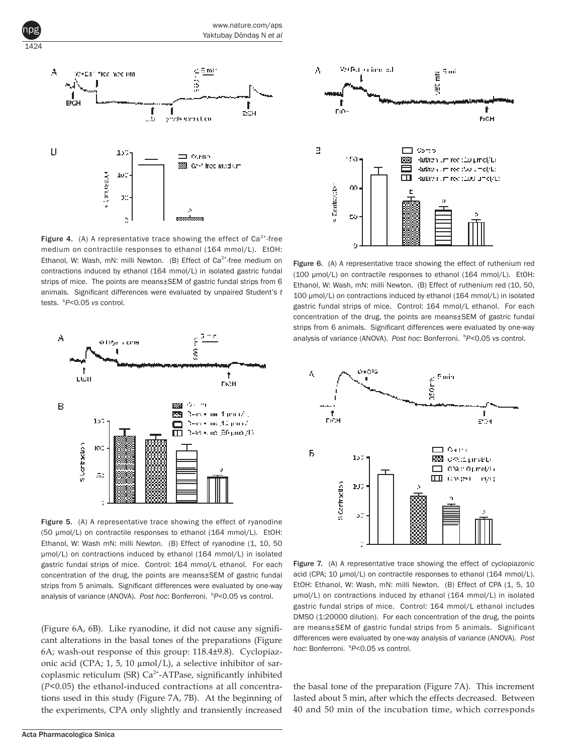**Figure 4.** (A) A representative trace showing the effect of $Ca^{2+}$-free medium on contractile responses to ethanol (164 mmol/L). EtOH: Ethanol, W: Wash, mN: milli Newton. (B) Effect of $Ca^{2+}$-free medium on contractions induced by ethanol (164 mmol/L) in isolated gastric fundal strips of mice. The points are means±SEM of gastric fundal strips from 6 animals. Significant differences were evaluated by unpaired Student's *t* tests. [b]*P*<0.05 *vs* control.

**Figure 5.** (A) A representative trace showing the effect of ryanodine (50 μmol/L) on contractile responses to ethanol (164 mmol/L). EtOH: Ethanol, W: Wash mN: milli Newton. (B) Effect of ryanodine (1, 10, 50 μmol/L) on contractions induced by ethanol (164 mmol/L) in isolated gastric fundal strips of mice. Control: 164 mmol/L ethanol. For each concentration of the drug, the points are means±SEM of gastric fundal strips from 5 animals. Significant differences were evaluated by one-way analysis of variance (ANOVA). *Post hoc*: Bonferroni. [b]*P*<0.05 *vs* control.

(Figure 6A, 6B). Like ryanodine, it did not cause any significant alterations in the basal tones of the preparations (Figure 6A; wash-out response of this group: 118.4±9.8). Cyclopiazonic acid (CPA; 1, 5, 10 μmol/L), a selective inhibitor of sarcoplasmic reticulum (SR) $Ca^{2+}$-ATPase, significantly inhibited (*P*<0.05) the ethanol-induced contractions at all concentrations used in this study (Figure 7A, 7B). At the beginning of the experiments, CPA only slightly and transiently increased the basal tone of the preparation (Figure 7A). This increment lasted about 5 min, after which the effects decreased. Between 40 and 50 min of the incubation time, which corresponds

**Figure 6.** (A) A representative trace showing the effect of ruthenium red (100 μmol/L) on contractile responses to ethanol (164 mmol/L). EtOH: Ethanol, W: Wash, mN: milli Newton. (B) Effect of ruthenium red (10, 50, 100 μmol/L) on contractions induced by ethanol (164 mmol/L) in isolated gastric fundal strips of mice. Control: 164 mmol/L ethanol. For each concentration of the drug, the points are means±SEM of gastric fundal strips from 6 animals. Significant differences were evaluated by one-way analysis of variance (ANOVA). *Post hoc*: Bonferroni. [b]*P*<0.05 *vs* control.

**Figure 7.** (A) A representative trace showing the effect of cyclopiazonic acid (CPA; 10 μmol/L) on contractile responses to ethanol (164 mmol/L). EtOH: Ethanol, W: Wash, mN: milli Newton. (B) Effect of CPA (1, 5, 10 μmol/L) on contractions induced by ethanol (164 mmol/L) in isolated gastric fundal strips of mice. Control: 164 mmol/L ethanol includes DMSO (1:20000 dilution). For each concentration of the drug, the points are means±SEM of gastric fundal strips from 5 animals. Significant differences were evaluated by one-way analysis of variance (ANOVA). *Post hoc*: Bonferroni. [b]*P*<0.05 *vs* control.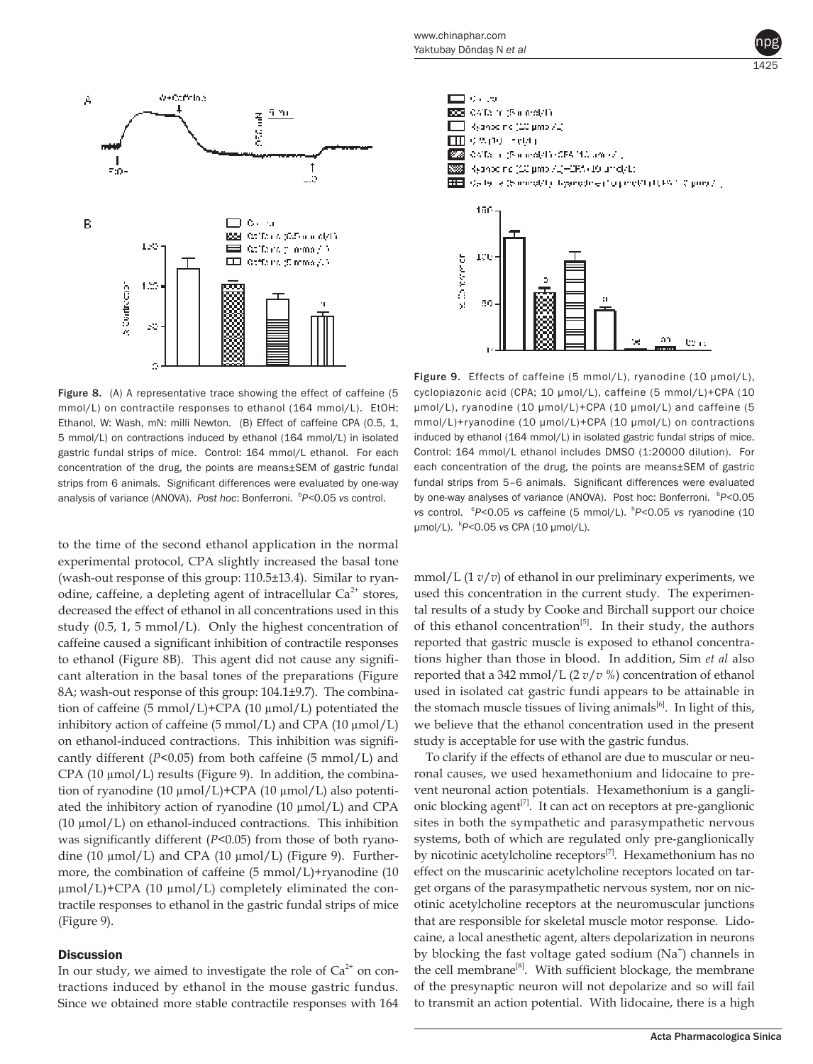Figure 8. (A) A representative trace showing the effect of caffeine (5 mmol/L) on contractile responses to ethanol (164 mmol/L). EtOH: Ethanol, W: Wash, mN: milli Newton. (B) Effect of caffeine CPA (0.5, 1, 5 mmol/L) on contractions induced by ethanol (164 mmol/L) in isolated gastric fundal strips of mice. Control: 164 mmol/L ethanol. For each concentration of the drug, the points are means±SEM of gastric fundal strips from 6 animals. Significant differences were evaluated by one-way analysis of variance (ANOVA). *Post hoc*: Bonferroni. [b]$P<0.05$ *vs* control.

Figure 9. Effects of caffeine (5 mmol/L), ryanodine (10 μmol/L), cyclopiazonic acid (CPA; 10 μmol/L), caffeine (5 mmol/L)+CPA (10 μmol/L), ryanodine (10 μmol/L)+CPA (10 μmol/L) and caffeine (5 mmol/L)+ryanodine (10 μmol/L)+CPA (10 μmol/L) on contractions induced by ethanol (164 mmol/L) in isolated gastric fundal strips of mice. Control: 164 mmol/L ethanol includes DMSO (1:20000 dilution). For each concentration of the drug, the points are means±SEM of evaluated gastric fundal strips from 5–6 animals. Significant differences were evaluated by one-way analyses of variance (ANOVA). Post hoc: Bonferroni. [b]$P<0.05$ *vs* control. [e]$P<0.05$ *vs* caffeine (5 mmol/L). [h]$P<0.05$ *vs* ryanodine (10 μmol/L). [k]$P<0.05$ *vs* CPA (10 μmol/L).

to the time of the second ethanol application in the normal experimental protocol, CPA slightly increased the basal tone (wash-out response of this group: 110.5±13.4). Similar to ryanodine, caffeine, a depleting agent of intracellular $Ca^{2+}$ stores, decreased the effect of ethanol in all concentrations used in this study (0.5, 1, 5 mmol/L). Only the highest concentration of caffeine caused a significant inhibition of contractile responses to ethanol (Figure 8B). This agent did not cause any significant alteration in the basal tones of the preparations (Figure 8A; wash-out response of this group: 104.1±9.7). The combination of caffeine (5 mmol/L)+CPA (10 μmol/L) potentiated the inhibitory action of caffeine (5 mmol/L) and CPA (10 μmol/L) on ethanol-induced contractions. This inhibition was significantly different ($P<0.05$) from both caffeine (5 mmol/L) and CPA (10 μmol/L) results (Figure 9). In addition, the combination of ryanodine (10 μmol/L)+CPA (10 μmol/L) also potentiated the inhibitory action of ryanodine (10 μmol/L) and CPA (10 μmol/L) on ethanol-induced contractions. This inhibition was significantly different ($P<0.05$) from those of both ryanodine (10 μmol/L) and CPA (10 μmol/L) (Figure 9). Furthermore, the combination of caffeine (5 mmol/L)+ryanodine (10 μmol/L)+CPA (10 μmol/L) completely eliminated the contractile responses to ethanol in the gastric fundal strips of mice (Figure 9).

## Discussion

In our study, we aimed to investigate the role of $Ca^{2+}$ on contractions induced by ethanol in the mouse gastric fundus. Since we obtained more stable contractile responses with 164 mmol/L (1 *v*/*v*) of ethanol in our preliminary experiments, we used this concentration in the current study. The experimental results of a study by Cooke and Birchall support our choice of this ethanol concentration[5]. In their study, the authors reported that gastric muscle is exposed to ethanol concentrations higher than those in blood. In addition, Sim *et al* also reported that a 342 mmol/L (2 *v*/*v* %) concentration of ethanol used in isolated cat gastric fundi appears to be attainable in the stomach muscle tissues of living animals[6]. In light of this, we believe that the ethanol concentration used in the present study is acceptable for use with the gastric fundus.

To clarify if the effects of ethanol are due to muscular or neuronal causes, we used hexamethonium and lidocaine to prevent neuronal action potentials. Hexamethonium is a ganglionic blocking agent[7]. It can act on receptors at pre-ganglionic sites in both the sympathetic and parasympathetic nervous systems, both of which are regulated only pre-ganglionically by nicotinic acetylcholine receptors[7]. Hexamethonium has no effect on the muscarinic acetylcholine receptors located on target organs of the parasympathetic nervous system, nor on nicotinic acetylcholine receptors at the neuromuscular junctions that are responsible for skeletal muscle motor response. Lidocaine, a local anesthetic agent, alters depolarization in neurons by blocking the fast voltage gated sodium ($Na^+$) channels in the cell membrane[8]. With sufficient blockage, the membrane of the presynaptic neuron will not depolarize and so will fail to transmit an action potential. With lidocaine, there is a high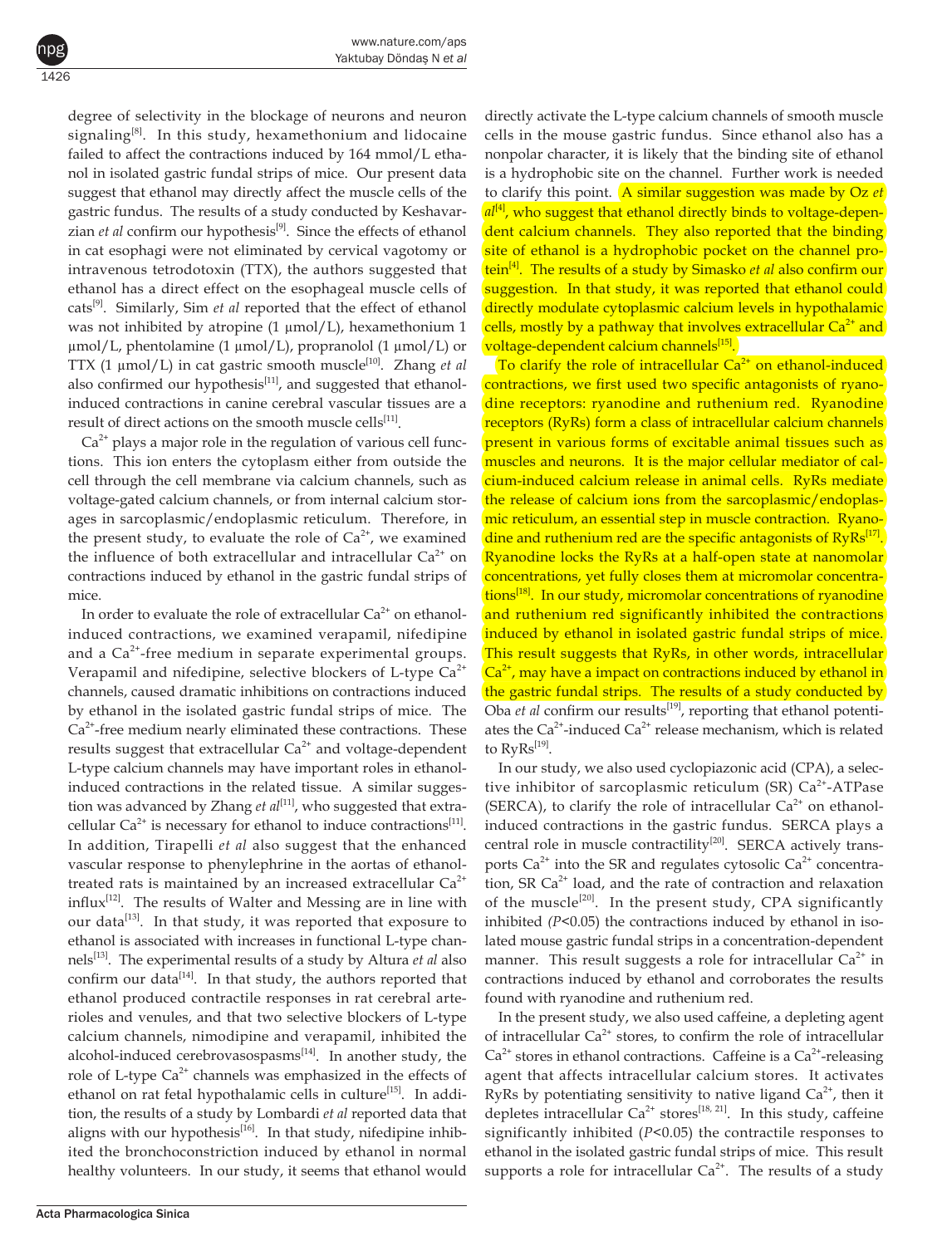degree of selectivity in the blockage of neurons and neuron signaling[8]. In this study, hexamethonium and lidocaine failed to affect the contractions induced by 164 mmol/L ethanol in isolated gastric fundal strips of mice. Our present data suggest that ethanol may directly affect the muscle cells of the gastric fundus. The results of a study conducted by Keshavarzian *et al* confirm our hypothesis[9]. Since the effects of ethanol in cat esophagi were not eliminated by cervical vagotomy or intravenous tetrodotoxin (TTX), the authors suggested that ethanol has a direct effect on the esophageal muscle cells of cats[9]. Similarly, Sim *et al* reported that the effect of ethanol was not inhibited by atropine (1 μmol/L), hexamethonium 1 μmol/L, phentolamine (1 μmol/L), propranolol (1 μmol/L) or TTX (1 μmol/L) in cat gastric smooth muscle[10]. Zhang *et al* also confirmed our hypothesis[11], and suggested that ethanol-induced contractions in canine cerebral vascular tissues are a result of direct actions on the smooth muscle cells[11].

$Ca^{2+}$ plays a major role in the regulation of various cell functions. This ion enters the cytoplasm either from outside the cell through the cell membrane via calcium channels, such as voltage-gated calcium channels, or from internal calcium storages in sarcoplasmic/endoplasmic reticulum. Therefore, in the present study, to evaluate the role of $Ca^{2+}$, we examined the influence of both extracellular and intracellular $Ca^{2+}$ on contractions induced by ethanol in the gastric fundal strips of mice.

In order to evaluate the role of extracellular $Ca^{2+}$ on ethanol-induced contractions, we examined verapamil, nifedipine and a $Ca^{2+}$-free medium in separate experimental groups. Verapamil and nifedipine, selective blockers of L-type $Ca^{2+}$ channels, caused dramatic inhibitions on contractions induced by ethanol in the isolated gastric fundal strips of mice. The $Ca^{2+}$-free medium nearly eliminated these contractions. These results suggest that extracellular $Ca^{2+}$ and voltage-dependent L-type calcium channels may have important roles in ethanol-induced contractions in the related tissue. A similar suggestion was advanced by Zhang *et al*[11], who suggested that extracellular $Ca^{2+}$ is necessary for ethanol to induce contractions[11]. In addition, Tirapelli *et al* also suggest that the enhanced vascular response to phenylephrine in the aortas of ethanol-treated rats is maintained by an increased extracellular $Ca^{2+}$ influx[12]. The results of Walter and Messing are in line with our data[13]. In that study, it was reported that exposure to ethanol is associated with increases in functional L-type channels[13]. The experimental results of a study by Altura *et al* also confirm our data[14]. In that study, the authors reported that ethanol produced contractile responses in rat cerebral arterioles and venules, and that two selective blockers of L-type calcium channels, nimodipine and verapamil, inhibited the alcohol-induced cerebrovasospasms[14]. In another study, the role of L-type $Ca^{2+}$ channels was emphasized in the effects of ethanol on rat fetal hypothalamic cells in culture[15]. In addition, the results of a study by Lombardi *et al* reported data that aligns with our hypothesis[16]. In that study, nifedipine inhibited the bronchoconstriction induced by ethanol in normal healthy volunteers. In our study, it seems that ethanol would directly activate the L-type calcium channels of smooth muscle cells in the mouse gastric fundus. Since ethanol also has a nonpolar character, it is likely that the binding site of ethanol is a hydrophobic site on the channel. Further work is needed to clarify this point. A similar suggestion was made by Oz *et al*[4], who suggest that ethanol directly binds to voltage-dependent calcium channels. They also reported that the binding site of ethanol is a hydrophobic pocket on the channel protein[4]. The results of a study by Simasko *et al* also confirm our suggestion. In that study, it was reported that ethanol could directly modulate cytoplasmic calcium levels in hypothalamic cells, mostly by a pathway that involves extracellular $Ca^{2+}$ and voltage-dependent calcium channels[15].

To clarify the role of intracellular $Ca^{2+}$ on ethanol-induced contractions, we first used two specific antagonists of ryanodine receptors: ryanodine and ruthenium red. Ryanodine receptors (RyRs) form a class of intracellular calcium channels present in various forms of excitable animal tissues such as muscles and neurons. It is the major cellular mediator of calcium-induced calcium release in animal cells. RyRs mediate the release of calcium ions from the sarcoplasmic/endoplasmic reticulum, an essential step in muscle contraction. Ryanodine and ruthenium red are the specific antagonists of RyRs[17]. Ryanodine locks the RyRs at a half-open state at nanomolar concentrations, yet fully closes them at micromolar concentrations[18]. In our study, micromolar concentrations of ryanodine and ruthenium red significantly inhibited the contractions induced by ethanol in isolated gastric fundal strips of mice. This result suggests that RyRs, in other words, intracellular $Ca^{2+}$, may have a impact on contractions induced by ethanol in the gastric fundal strips. The results of a study conducted by Oba *et al* confirm our results[19], reporting that ethanol potentiates the $Ca^{2+}$-induced $Ca^{2+}$ release mechanism, which is related to RyRs[19].

In our study, we also used cyclopiazonic acid (CPA), a selective inhibitor of sarcoplasmic reticulum (SR) $Ca^{2+}$-ATPase (SERCA), to clarify the role of intracellular $Ca^{2+}$ on ethanol-induced contractions in the gastric fundus. SERCA plays a central role in muscle contractility[20]. SERCA actively transports $Ca^{2+}$ into the SR and regulates cytosolic $Ca^{2+}$ concentration, SR $Ca^{2+}$ load, and the rate of contraction and relaxation of the muscle[20]. In the present study, CPA significantly inhibited ($P<0.05$) the contractions induced by ethanol in isolated mouse gastric fundal strips in a concentration-dependent manner. This result suggests a role for intracellular $Ca^{2+}$ in contractions induced by ethanol and corroborates the results found with ryanodine and ruthenium red.

In the present study, we also used caffeine, a depleting agent of intracellular $Ca^{2+}$ stores, to confirm the role of intracellular $Ca^{2+}$ stores in ethanol contractions. Caffeine is a $Ca^{2+}$-releasing agent that affects intracellular calcium stores. It activates RyRs by potentiating sensitivity to native ligand $Ca^{2+}$, then it depletes intracellular $Ca^{2+}$ stores[18, 21]. In this study, caffeine significantly inhibited ($P<0.05$) the contractile responses to ethanol in the isolated gastric fundal strips of mice. This result supports a role for intracellular $Ca^{2+}$. The results of a study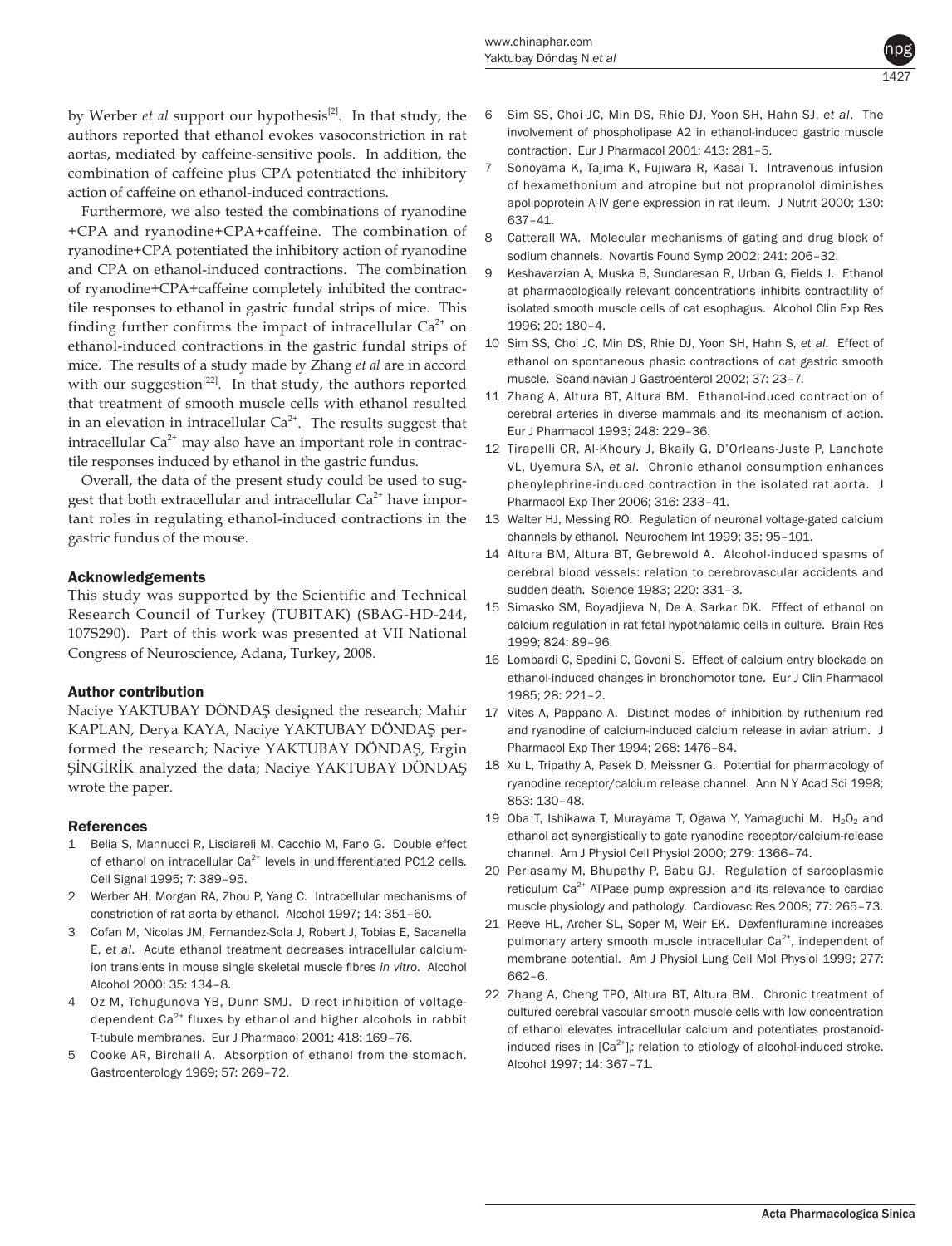by Werber *et al* support our hypothesis[2]. In that study, the authors reported that ethanol evokes vasoconstriction in rat aortas, mediated by caffeine-sensitive pools. In addition, the combination of caffeine plus CPA potentiated the inhibitory action of caffeine on ethanol-induced contractions.

Furthermore, we also tested the combinations of ryanodine +CPA and ryanodine+CPA+caffeine. The combination of ryanodine+CPA potentiated the inhibitory action of ryanodine and CPA on ethanol-induced contractions. The combination of ryanodine+CPA+caffeine completely inhibited the contractile responses to ethanol in gastric fundal strips of mice. This finding further confirms the impact of intracellular $Ca^{2+}$ on ethanol-induced contractions in the gastric fundal strips of mice. The results of a study made by Zhang *et al* are in accord with our suggestion[22]. In that study, the authors reported that treatment of smooth muscle cells with ethanol resulted in an elevation in intracellular $Ca^{2+}$. The results suggest that intracellular $Ca^{2+}$ may also have an important role in contractile responses induced by ethanol in the gastric fundus.

Overall, the data of the present study could be used to suggest that both extracellular and intracellular $Ca^{2+}$ have important roles in regulating ethanol-induced contractions in the gastric fundus of the mouse.

## Acknowledgements

This study was supported by the Scientific and Technical Research Council of Turkey (TUBITAK) (SBAG-HD-244, 107S290). Part of this work was presented at VII National Congress of Neuroscience, Adana, Turkey, 2008.

## Author contribution

Naciye YAKTUBAY DÖNDAŞ designed the research; Mahir KAPLAN, Derya KAYA, Naciye YAKTUBAY DÖNDAŞ performed the research; Naciye YAKTUBAY DÖNDAŞ, Ergin ŞİNGİRİK analyzed the data; Naciye YAKTUBAY DÖNDAŞ wrote the paper.

## References

1. Belia S, Mannucci R, Lisciareli M, Cacchio M, Fano G. Double effect of ethanol on intracellular $Ca^{2+}$ levels in undifferentiated PC12 cells. Cell Signal 1995; 7: 389–95.
2. Werber AH, Morgan RA, Zhou P, Yang C. Intracellular mechanisms of constriction of rat aorta by ethanol. Alcohol 1997; 14: 351–60.
3. Cofan M, Nicolas JM, Fernandez-Sola J, Robert J, Tobias E, Sacanella E, *et al*. Acute ethanol treatment decreases intracellular calcium-ion transients in mouse single skeletal muscle fibres *in vitro*. Alcohol Alcohol 2000; 35: 134–8.
4. Oz M, Tchugunova YB, Dunn SMJ. Direct inhibition of voltage-dependent $Ca^{2+}$ fluxes by ethanol and higher alcohols in rabbit T-tubule membranes. Eur J Pharmacol 2001; 418: 169–76.
5. Cooke AR, Birchall A. Absorption of ethanol from the stomach. Gastroenterology 1969; 57: 269–72.
6. Sim SS, Choi JC, Min DS, Rhie DJ, Yoon SH, Hahn SJ, *et al*. The involvement of phospholipase A2 in ethanol-induced gastric muscle contraction. Eur J Pharmacol 2001; 413: 281–5.
7. Sonoyama K, Tajima K, Fujiwara R, Kasai T. Intravenous infusion of hexamethonium and atropine but not propranolol diminishes apolipoprotein A-IV gene expression in rat ileum. J Nutrit 2000; 130: 637–41.
8. Catterall WA. Molecular mechanisms of gating and drug block of sodium channels. Novartis Found Symp 2002; 241: 206–32.
9. Keshavarzian A, Muska B, Sundaresan R, Urban G, Fields J. Ethanol at pharmacologically relevant concentrations inhibits contractility of isolated smooth muscle cells of cat esophagus. Alcohol Clin Exp Res 1996; 20: 180–4.
10. Sim SS, Choi JC, Min DS, Rhie DJ, Yoon SH, Hahn S, *et al*. Effect of ethanol on spontaneous phasic contractions of cat gastric smooth muscle. Scandinavian J Gastroenterol 2002; 37: 23–7.
11. Zhang A, Altura BT, Altura BM. Ethanol-induced contraction of cerebral arteries in diverse mammals and its mechanism of action. Eur J Pharmacol 1993; 248: 229–36.
12. Tirapelli CR, Al-Khoury J, Bkaily G, D'Orleans-Juste P, Lanchote VL, Uyemura SA, *et al*. Chronic ethanol consumption enhances phenylephrine-induced contraction in the isolated rat aorta. J Pharmacol Exp Ther 2006; 316: 233–41.
13. Walter HJ, Messing RO. Regulation of neuronal voltage-gated calcium channels by ethanol. Neurochem Int 1999; 35: 95–101.
14. Altura BM, Altura BT, Gebrewold A. Alcohol-induced spasms of cerebral blood vessels: relation to cerebrovascular accidents and sudden death. Science 1983; 220: 331–3.
15. Simasko SM, Boyadjieva N, De A, Sarkar DK. Effect of ethanol on calcium regulation in rat fetal hypothalamic cells in culture. Brain Res 1999; 824: 89–96.
16. Lombardi C, Spedini C, Govoni S. Effect of calcium entry blockade on ethanol-induced changes in bronchomotor tone. Eur J Clin Pharmacol 1985; 28: 221–2.
17. Vites A, Pappano A. Distinct modes of inhibition by ruthenium red and ryanodine of calcium-induced calcium release in avian atrium. J Pharmacol Exp Ther 1994; 268: 1476–84.
18. Xu L, Tripathy A, Pasek D, Meissner G. Potential for pharmacology of ryanodine receptor/calcium release channel. Ann N Y Acad Sci 1998; 853: 130–48.
19. Oba T, Ishikawa T, Murayama T, Ogawa Y, Yamaguchi M. $H_2O_2$ and ethanol act synergistically to gate ryanodine receptor/calcium-release channel. Am J Physiol Cell Physiol 2000; 279: 1366–74.
20. Periasamy M, Bhupathy P, Babu GJ. Regulation of sarcoplasmic reticulum $Ca^{2+}$ ATPase pump expression and its relevance to cardiac muscle physiology and pathology. Cardiovasc Res 2008; 77: 265–73.
21. Reeve HL, Archer SL, Soper M, Weir EK. Dexfenfluramine increases pulmonary artery smooth muscle intracellular $Ca^{2+}$, independent of membrane potential. Am J Physiol Lung Cell Mol Physiol 1999; 277: 662–6.
22. Zhang A, Cheng TPO, Altura BT, Altura BM. Chronic treatment of cultured cerebral vascular smooth muscle cells with low concentration of ethanol elevates intracellular calcium and potentiates prostanoid-induced rises in $[Ca^{2+}]_i$: relation to etiology of alcohol-induced stroke. Alcohol 1997; 14: 367–71.